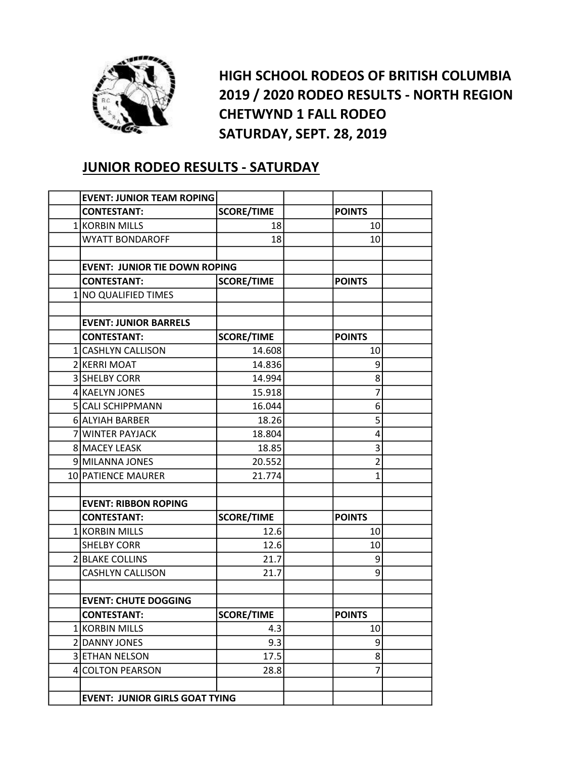# HIGH SCHOOL RODEOS OF BRITISH COLUMBIA
# 2019 / 2020 RODEO RESULTS - NORTH REGION
# CHETWYND 1 FALL RODEO
# SATURDAY, SEPT. 28, 2019

## JUNIOR RODEO RESULTS - SATURDAY

| | EVENT: JUNIOR TEAM ROPING | | | | |
|---|---|---|---|---|---|
| | **CONTESTANT:** | **SCORE/TIME** | | **POINTS** | |
| 1 | KORBIN MILLS | 18 | | 10 | |
| | WYATT BONDAROFF | 18 | | 10 | |
| | | | | | |
| | **EVENT: JUNIOR TIE DOWN ROPING** | | | | |
| | **CONTESTANT:** | **SCORE/TIME** | | **POINTS** | |
| 1 | NO QUALIFIED TIMES | | | | |
| | | | | | |
| | **EVENT: JUNIOR BARRELS** | | | | |
| | **CONTESTANT:** | **SCORE/TIME** | | **POINTS** | |
| 1 | CASHLYN CALLISON | 14.608 | | 10 | |
| 2 | KERRI MOAT | 14.836 | | 9 | |
| 3 | SHELBY CORR | 14.994 | | 8 | |
| 4 | KAELYN JONES | 15.918 | | 7 | |
| 5 | CALI SCHIPPMANN | 16.044 | | 6 | |
| 6 | ALYIAH BARBER | 18.26 | | 5 | |
| 7 | WINTER PAYJACK | 18.804 | | 4 | |
| 8 | MACEY LEASK | 18.85 | | 3 | |
| 9 | MILANNA JONES | 20.552 | | 2 | |
| 10 | PATIENCE MAURER | 21.774 | | 1 | |
| | | | | | |
| | **EVENT: RIBBON ROPING** | | | | |
| | **CONTESTANT:** | **SCORE/TIME** | | **POINTS** | |
| 1 | KORBIN MILLS | 12.6 | | 10 | |
| | SHELBY CORR | 12.6 | | 10 | |
| 2 | BLAKE COLLINS | 21.7 | | 9 | |
| | CASHLYN CALLISON | 21.7 | | 9 | |
| | | | | | |
| | **EVENT: CHUTE DOGGING** | | | | |
| | **CONTESTANT:** | **SCORE/TIME** | | **POINTS** | |
| 1 | KORBIN MILLS | 4.3 | | 10 | |
| 2 | DANNY JONES | 9.3 | | 9 | |
| 3 | ETHAN NELSON | 17.5 | | 8 | |
| 4 | COLTON PEARSON | 28.8 | | 7 | |
| | | | | | |
| | **EVENT: JUNIOR GIRLS GOAT TYING** | | | | |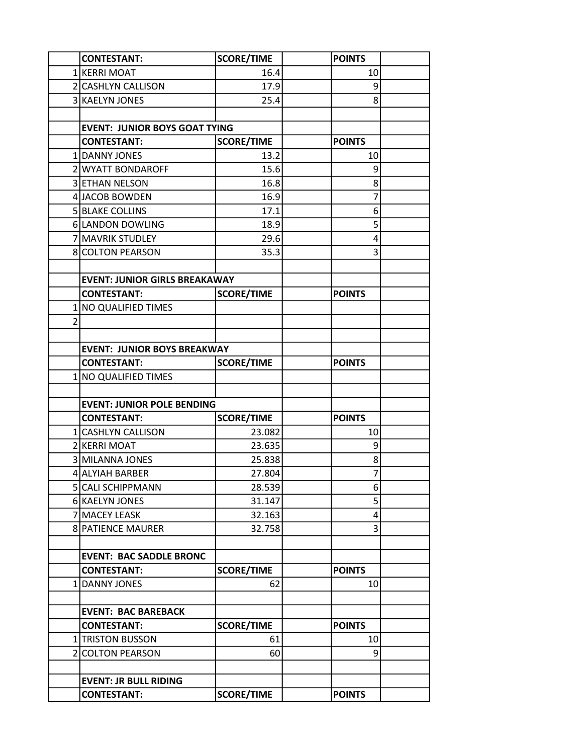| | CONTESTANT: | SCORE/TIME | | POINTS | |
|---|---|---|---|---|---|
| 1 | KERRI MOAT | 16.4 | | 10 | |
| 2 | CASHLYN CALLISON | 17.9 | | 9 | |
| 3 | KAELYN JONES | 25.4 | | 8 | |
| | | | | | |
| | **EVENT: JUNIOR BOYS GOAT TYING** | | | | |
| | **CONTESTANT:** | **SCORE/TIME** | | **POINTS** | |
| 1 | DANNY JONES | 13.2 | | 10 | |
| 2 | WYATT BONDAROFF | 15.6 | | 9 | |
| 3 | ETHAN NELSON | 16.8 | | 8 | |
| 4 | JACOB BOWDEN | 16.9 | | 7 | |
| 5 | BLAKE COLLINS | 17.1 | | 6 | |
| 6 | LANDON DOWLING | 18.9 | | 5 | |
| 7 | MAVRIK STUDLEY | 29.6 | | 4 | |
| 8 | COLTON PEARSON | 35.3 | | 3 | |
| | | | | | |
| | **EVENT: JUNIOR GIRLS BREAKAWAY** | | | | |
| | **CONTESTANT:** | **SCORE/TIME** | | **POINTS** | |
| 1 | NO QUALIFIED TIMES | | | | |
| 2 | | | | | |
| | | | | | |
| | **EVENT: JUNIOR BOYS BREAKWAY** | | | | |
| | **CONTESTANT:** | **SCORE/TIME** | | **POINTS** | |
| 1 | NO QUALIFIED TIMES | | | | |
| | | | | | |
| | **EVENT: JUNIOR POLE BENDING** | | | | |
| | **CONTESTANT:** | **SCORE/TIME** | | **POINTS** | |
| 1 | CASHLYN CALLISON | 23.082 | | 10 | |
| 2 | KERRI MOAT | 23.635 | | 9 | |
| 3 | MILANNA JONES | 25.838 | | 8 | |
| 4 | ALYIAH BARBER | 27.804 | | 7 | |
| 5 | CALI SCHIPPMANN | 28.539 | | 6 | |
| 6 | KAELYN JONES | 31.147 | | 5 | |
| 7 | MACEY LEASK | 32.163 | | 4 | |
| 8 | PATIENCE MAURER | 32.758 | | 3 | |
| | | | | | |
| | **EVENT: BAC SADDLE BRONC** | | | | |
| | **CONTESTANT:** | **SCORE/TIME** | | **POINTS** | |
| 1 | DANNY JONES | 62 | | 10 | |
| | | | | | |
| | **EVENT: BAC BAREBACK** | | | | |
| | **CONTESTANT:** | **SCORE/TIME** | | **POINTS** | |
| 1 | TRISTON BUSSON | 61 | | 10 | |
| 2 | COLTON PEARSON | 60 | | 9 | |
| | | | | | |
| | **EVENT: JR BULL RIDING** | | | | |
| | **CONTESTANT:** | **SCORE/TIME** | | **POINTS** | |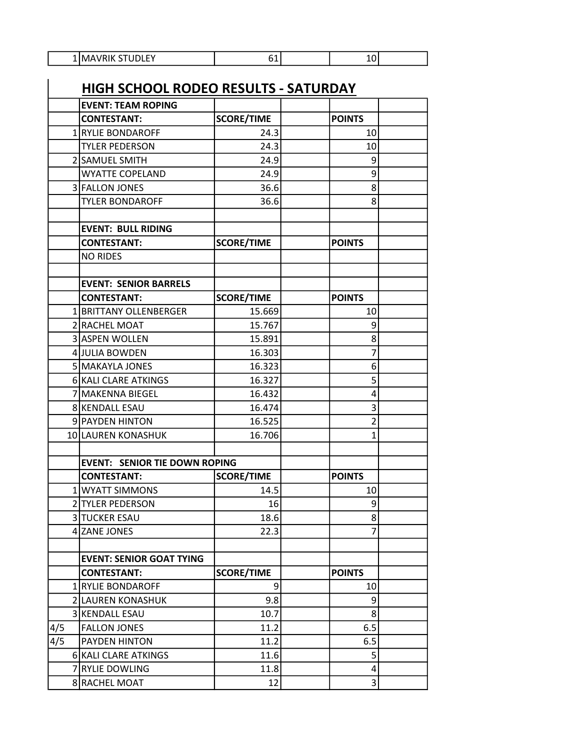| | | | | | |
|---|---|---|---|---|---|
| 1 | MAVRIK STUDLEY | 61 | | 10 | |

## HIGH SCHOOL RODEO RESULTS - SATURDAY

| | | | | | |
|---|---|---|---|---|---|
| | **EVENT: TEAM ROPING** | | | | |
| | **CONTESTANT:** | **SCORE/TIME** | | **POINTS** | |
| 1 | RYLIE BONDAROFF | 24.3 | | 10 | |
| | TYLER PEDERSON | 24.3 | | 10 | |
| 2 | SAMUEL SMITH | 24.9 | | 9 | |
| | WYATTE COPELAND | 24.9 | | 9 | |
| 3 | FALLON JONES | 36.6 | | 8 | |
| | TYLER BONDAROFF | 36.6 | | 8 | |
| | | | | | |
| | **EVENT: BULL RIDING** | | | | |
| | **CONTESTANT:** | **SCORE/TIME** | | **POINTS** | |
| | NO RIDES | | | | |
| | | | | | |
| | **EVENT: SENIOR BARRELS** | | | | |
| | **CONTESTANT:** | **SCORE/TIME** | | **POINTS** | |
| 1 | BRITTANY OLLENBERGER | 15.669 | | 10 | |
| 2 | RACHEL MOAT | 15.767 | | 9 | |
| 3 | ASPEN WOLLEN | 15.891 | | 8 | |
| 4 | JULIA BOWDEN | 16.303 | | 7 | |
| 5 | MAKAYLA JONES | 16.323 | | 6 | |
| 6 | KALI CLARE ATKINGS | 16.327 | | 5 | |
| 7 | MAKENNA BIEGEL | 16.432 | | 4 | |
| 8 | KENDALL ESAU | 16.474 | | 3 | |
| 9 | PAYDEN HINTON | 16.525 | | 2 | |
| 10 | LAUREN KONASHUK | 16.706 | | 1 | |
| | | | | | |
| | **EVENT: SENIOR TIE DOWN ROPING** | | | | |
| | **CONTESTANT:** | **SCORE/TIME** | | **POINTS** | |
| 1 | WYATT SIMMONS | 14.5 | | 10 | |
| 2 | TYLER PEDERSON | 16 | | 9 | |
| 3 | TUCKER ESAU | 18.6 | | 8 | |
| 4 | ZANE JONES | 22.3 | | 7 | |
| | | | | | |
| | **EVENT: SENIOR GOAT TYING** | | | | |
| | **CONTESTANT:** | **SCORE/TIME** | | **POINTS** | |
| 1 | RYLIE BONDAROFF | 9 | | 10 | |
| 2 | LAUREN KONASHUK | 9.8 | | 9 | |
| 3 | KENDALL ESAU | 10.7 | | 8 | |
| 4/5 | FALLON JONES | 11.2 | | 6.5 | |
| 4/5 | PAYDEN HINTON | 11.2 | | 6.5 | |
| 6 | KALI CLARE ATKINGS | 11.6 | | 5 | |
| 7 | RYLIE DOWLING | 11.8 | | 4 | |
| 8 | RACHEL MOAT | 12 | | 3 | |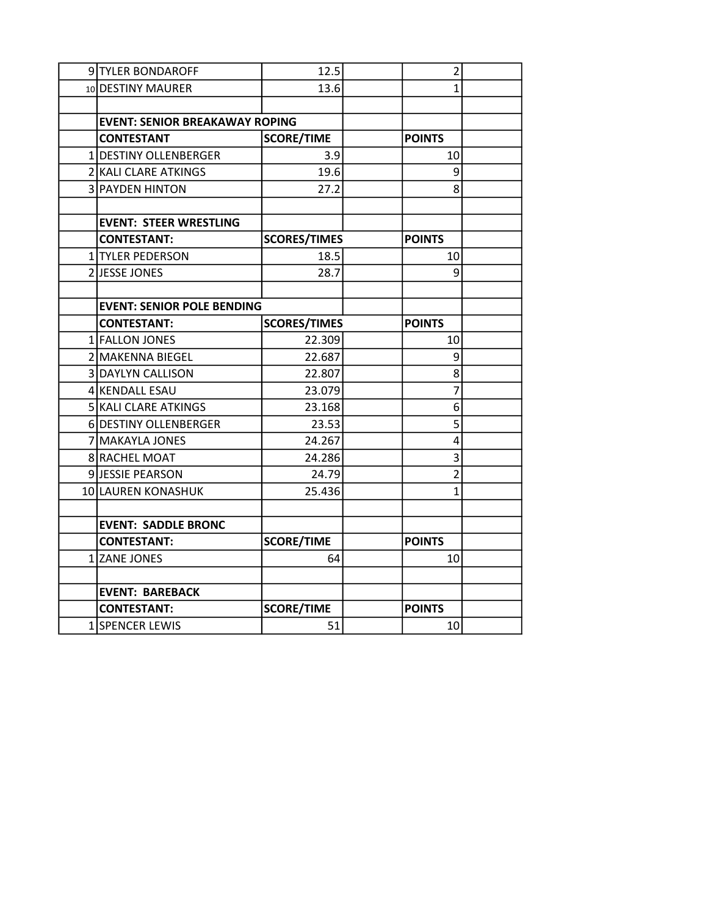| | | | | | |
|---|---|---|---|---|---|
| 9 | TYLER BONDAROFF | 12.5 | | 2 | |
| 10 | DESTINY MAURER | 13.6 | | 1 | |
| | | | | | |
| | **EVENT: SENIOR BREAKAWAY ROPING** | | | | |
| | **CONTESTANT** | **SCORE/TIME** | | **POINTS** | |
| 1 | DESTINY OLLENBERGER | 3.9 | | 10 | |
| 2 | KALI CLARE ATKINGS | 19.6 | | 9 | |
| 3 | PAYDEN HINTON | 27.2 | | 8 | |
| | | | | | |
| | **EVENT: STEER WRESTLING** | | | | |
| | **CONTESTANT:** | **SCORES/TIMES** | | **POINTS** | |
| 1 | TYLER PEDERSON | 18.5 | | 10 | |
| 2 | JESSE JONES | 28.7 | | 9 | |
| | | | | | |
| | **EVENT: SENIOR POLE BENDING** | | | | |
| | **CONTESTANT:** | **SCORES/TIMES** | | **POINTS** | |
| 1 | FALLON JONES | 22.309 | | 10 | |
| 2 | MAKENNA BIEGEL | 22.687 | | 9 | |
| 3 | DAYLYN CALLISON | 22.807 | | 8 | |
| 4 | KENDALL ESAU | 23.079 | | 7 | |
| 5 | KALI CLARE ATKINGS | 23.168 | | 6 | |
| 6 | DESTINY OLLENBERGER | 23.53 | | 5 | |
| 7 | MAKAYLA JONES | 24.267 | | 4 | |
| 8 | RACHEL MOAT | 24.286 | | 3 | |
| 9 | JESSIE PEARSON | 24.79 | | 2 | |
| 10 | LAUREN KONASHUK | 25.436 | | 1 | |
| | | | | | |
| | **EVENT: SADDLE BRONC** | | | | |
| | **CONTESTANT:** | **SCORE/TIME** | | **POINTS** | |
| 1 | ZANE JONES | 64 | | 10 | |
| | | | | | |
| | **EVENT: BAREBACK** | | | | |
| | **CONTESTANT:** | **SCORE/TIME** | | **POINTS** | |
| 1 | SPENCER LEWIS | 51 | | 10 | |